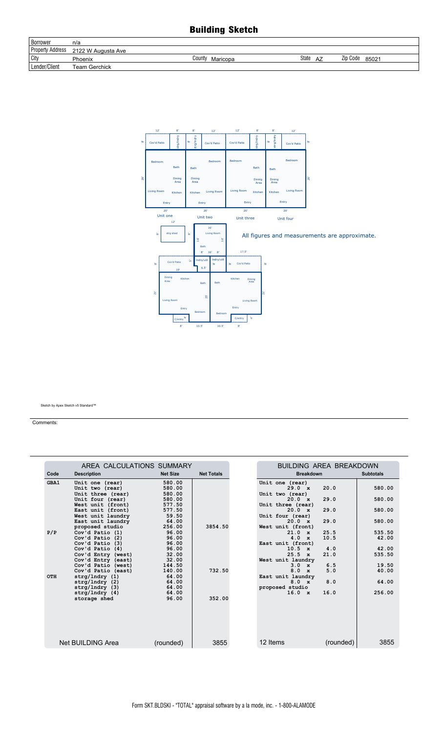# Building Sketch

| | | | | | | | |
|---|---|---|---|---|---|---|---|
| Borrower | n/a | | | | | | |
| Property Address | 2122 W Augusta Ave | | | | | | |
| City | Phoenix | County | Maricopa | State | AZ | Zip Code | 85021 |
| Lender/Client | Team Gerchick | | | | | | |

All figures and measurements are approximate.

Sketch by Apex Sketch v5 Standard™

Comments:

| AREA CALCULATIONS SUMMARY | | | |
|---|---|---|---|
| **Code** | **Description** | **Net Size** | **Net Totals** |
| GBA1 | Unit one (rear) | 580.00 | |
| | Unit two (rear) | 580.00 | |
| | Unit three (rear) | 580.00 | |
| | Unit four (rear) | 580.00 | |
| | West unit (front) | 577.50 | |
| | East unit (front) | 577.50 | |
| | West unit laundry | 59.50 | |
| | East unit laundry | 64.00 | |
| | proposed studio | 256.00 | 3854.50 |
| P/P | Cov'd Patio (1) | 96.00 | |
| | Cov'd Patio (2) | 96.00 | |
| | Cov'd Patio (3) | 96.00 | |
| | Cov'd Patio (4) | 96.00 | |
| | Cov'd Entry (west) | 32.00 | |
| | Cov'd Entry (east) | 32.00 | |
| | Cov'd Patio (west) | 144.50 | |
| | Cov'd Patio (east) | 140.00 | 732.50 |
| OTH | strg/lndry (1) | 64.00 | |
| | strg/lndry (2) | 64.00 | |
| | strg/lndry (3) | 64.00 | |
| | strg/lndry (4) | 64.00 | |
| | storage shed | 96.00 | 352.00 |
| | Net BUILDING Area | (rounded) | 3855 |

| BUILDING AREA BREAKDOWN | | | |
|---|---|---|---|
| **Breakdown** | | | **Subtotals** |
| Unit one (rear) | | | |
| 29.0 | x | 20.0 | 580.00 |
| Unit two (rear) | | | |
| 20.0 | x | 29.0 | 580.00 |
| Unit three (rear) | | | |
| 20.0 | x | 29.0 | 580.00 |
| Unit four (rear) | | | |
| 20.0 | x | 29.0 | 580.00 |
| West unit (front) | | | |
| 21.0 | x | 25.5 | 535.50 |
| 4.0 | x | 10.5 | 42.00 |
| East unit (front) | | | |
| 10.5 | x | 4.0 | 42.00 |
| 25.5 | x | 21.0 | 535.50 |
| West unit laundry | | | |
| 3.0 | x | 6.5 | 19.50 |
| 8.0 | x | 5.0 | 40.00 |
| East unit laundry | | | |
| 8.0 | x | 8.0 | 64.00 |
| proposed studio | | | |
| 16.0 | x | 16.0 | 256.00 |
| 12 Items | | (rounded) | 3855 |

Form SKT.BLDSKI - "TOTAL" appraisal software by a la mode, inc. - 1-800-ALAMODE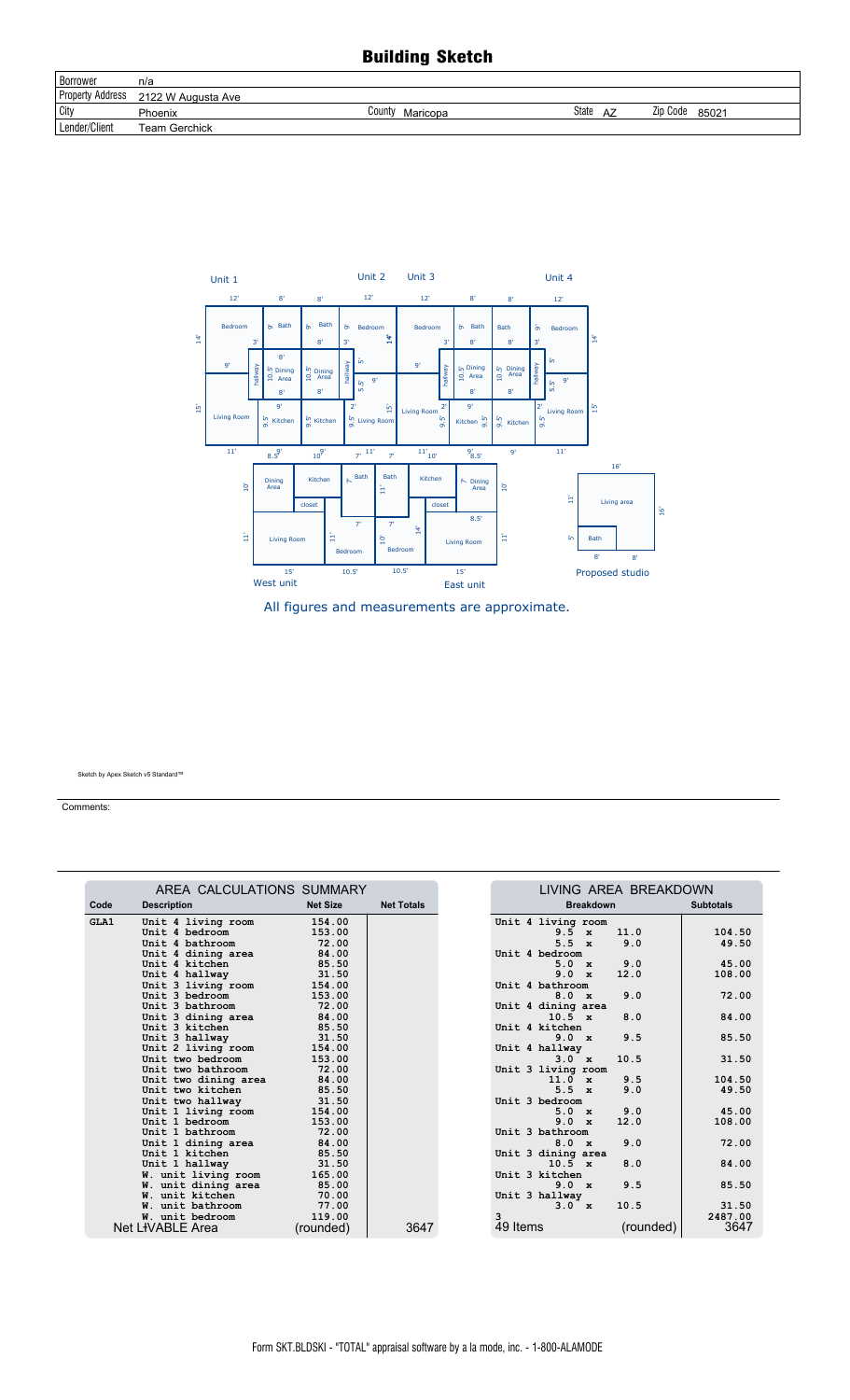# Building Sketch

| | | | | | | | |
|---|---|---|---|---|---|---|---|
| Borrower | n/a | | | | | | |
| Property Address | 2122 W Augusta Ave | | | | | | |
| City | Phoenix | County | Maricopa | State | AZ | Zip Code | 85021 |
| Lender/Client | Team Gerchick | | | | | | |

Unit 1
Unit 2
Unit 3
Unit 4
West unit
East unit
Proposed studio

All figures and measurements are approximate.

Sketch by Apex Sketch v5 Standard™

Comments:

| AREA CALCULATIONS SUMMARY | | | |
|---|---|---|---|
| **Code** | **Description** | **Net Size** | **Net Totals** |
| GLA1 | Unit 4 living room | 154.00 | |
| | Unit 4 bedroom | 153.00 | |
| | Unit 4 bathroom | 72.00 | |
| | Unit 4 dining area | 84.00 | |
| | Unit 4 kitchen | 85.50 | |
| | Unit 4 hallway | 31.50 | |
| | Unit 3 living room | 154.00 | |
| | Unit 3 bedroom | 153.00 | |
| | Unit 3 bathroom | 72.00 | |
| | Unit 3 dining area | 84.00 | |
| | Unit 3 kitchen | 85.50 | |
| | Unit 3 hallway | 31.50 | |
| | Unit 2 living room | 154.00 | |
| | Unit two bedroom | 153.00 | |
| | Unit two bathroom | 72.00 | |
| | Unit two dining area | 84.00 | |
| | Unit two kitchen | 85.50 | |
| | Unit two hallway | 31.50 | |
| | Unit 1 living room | 154.00 | |
| | Unit 1 bedroom | 153.00 | |
| | Unit 1 bathroom | 72.00 | |
| | Unit 1 dining area | 84.00 | |
| | Unit 1 kitchen | 85.50 | |
| | Unit 1 hallway | 31.50 | |
| | W. unit living room | 165.00 | |
| | W. unit dining area | 85.00 | |
| | W. unit kitchen | 70.00 | |
| | W. unit bathroom | 77.00 | |
| | W. unit bedroom | 119.00 | |
| Net LIVABLE Area | | (rounded) | 3647 |

| LIVING AREA BREAKDOWN | |
|---|---|
| **Breakdown** | **Subtotals** |
| Unit 4 living room | |
| 9.5 x 11.0 | 104.50 |
| 5.5 x 9.0 | 49.50 |
| Unit 4 bedroom | |
| 5.0 x 9.0 | 45.00 |
| 9.0 x 12.0 | 108.00 |
| Unit 4 bathroom | |
| 8.0 x 9.0 | 72.00 |
| Unit 4 dining area | |
| 10.5 x 8.0 | 84.00 |
| Unit 4 kitchen | |
| 9.0 x 9.5 | 85.50 |
| Unit 4 hallway | |
| 3.0 x 10.5 | 31.50 |
| Unit 3 living room | |
| 11.0 x 9.5 | 104.50 |
| 5.5 x 9.0 | 49.50 |
| Unit 3 bedroom | |
| 5.0 x 9.0 | 45.00 |
| 9.0 x 12.0 | 108.00 |
| Unit 3 bathroom | |
| 8.0 x 9.0 | 72.00 |
| Unit 3 dining area | |
| 10.5 x 8.0 | 84.00 |
| Unit 3 kitchen | |
| 9.0 x 9.5 | 85.50 |
| Unit 3 hallway | |
| 3.0 x 10.5 | 31.50 |
| 3 | 2487.00 |
| 49 Items (rounded) | 3647 |